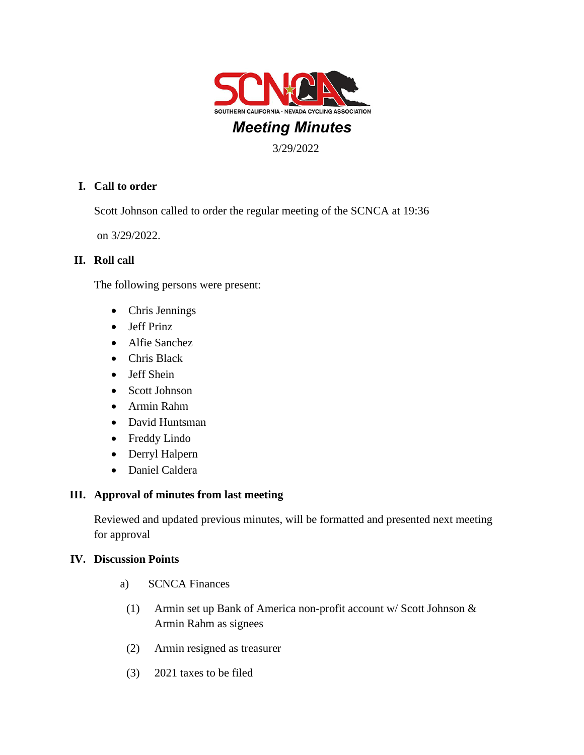SOUTHERN CALIFORNIA · NEVADA CYCLING ASSOCIATION

# *Meeting Minutes*

3/29/2022

## I. Call to order

Scott Johnson called to order the regular meeting of the SCNCA at 19:36 on 3/29/2022.

## II. Roll call

The following persons were present:

- Chris Jennings
- Jeff Prinz
- Alfie Sanchez
- Chris Black
- Jeff Shein
- Scott Johnson
- Armin Rahm
- David Huntsman
- Freddy Lindo
- Derryl Halpern
- Daniel Caldera

## III. Approval of minutes from last meeting

Reviewed and updated previous minutes, will be formatted and presented next meeting for approval

## IV. Discussion Points

a) SCNCA Finances

(1) Armin set up Bank of America non-profit account w/ Scott Johnson & Armin Rahm as signees

(2) Armin resigned as treasurer

(3) 2021 taxes to be filed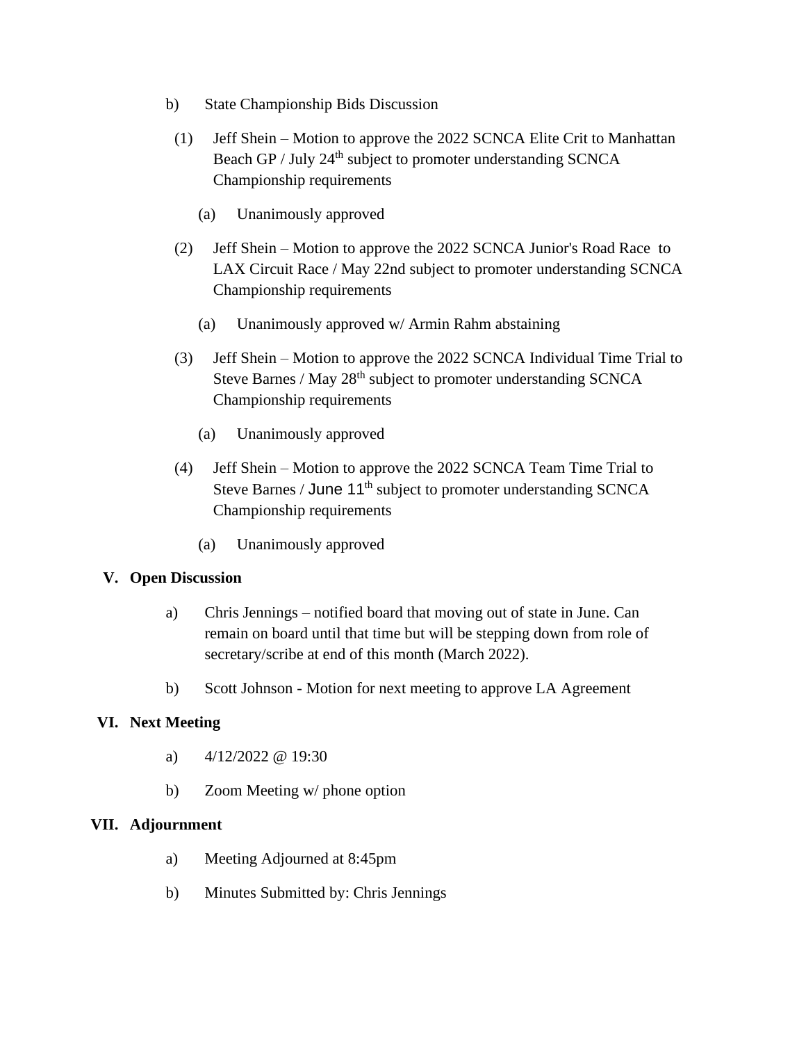b) State Championship Bids Discussion

(1) Jeff Shein – Motion to approve the 2022 SCNCA Elite Crit to Manhattan Beach GP / July 24th subject to promoter understanding SCNCA Championship requirements

(a) Unanimously approved

(2) Jeff Shein – Motion to approve the 2022 SCNCA Junior's Road Race to LAX Circuit Race / May 22nd subject to promoter understanding SCNCA Championship requirements

(a) Unanimously approved w/ Armin Rahm abstaining

(3) Jeff Shein – Motion to approve the 2022 SCNCA Individual Time Trial to Steve Barnes / May 28th subject to promoter understanding SCNCA Championship requirements

(a) Unanimously approved

(4) Jeff Shein – Motion to approve the 2022 SCNCA Team Time Trial to Steve Barnes / June 11th subject to promoter understanding SCNCA Championship requirements

(a) Unanimously approved

## V. Open Discussion

a) Chris Jennings – notified board that moving out of state in June. Can remain on board until that time but will be stepping down from role of secretary/scribe at end of this month (March 2022).

b) Scott Johnson - Motion for next meeting to approve LA Agreement

## VI. Next Meeting

a) 4/12/2022 @ 19:30

b) Zoom Meeting w/ phone option

## VII. Adjournment

a) Meeting Adjourned at 8:45pm

b) Minutes Submitted by: Chris Jennings